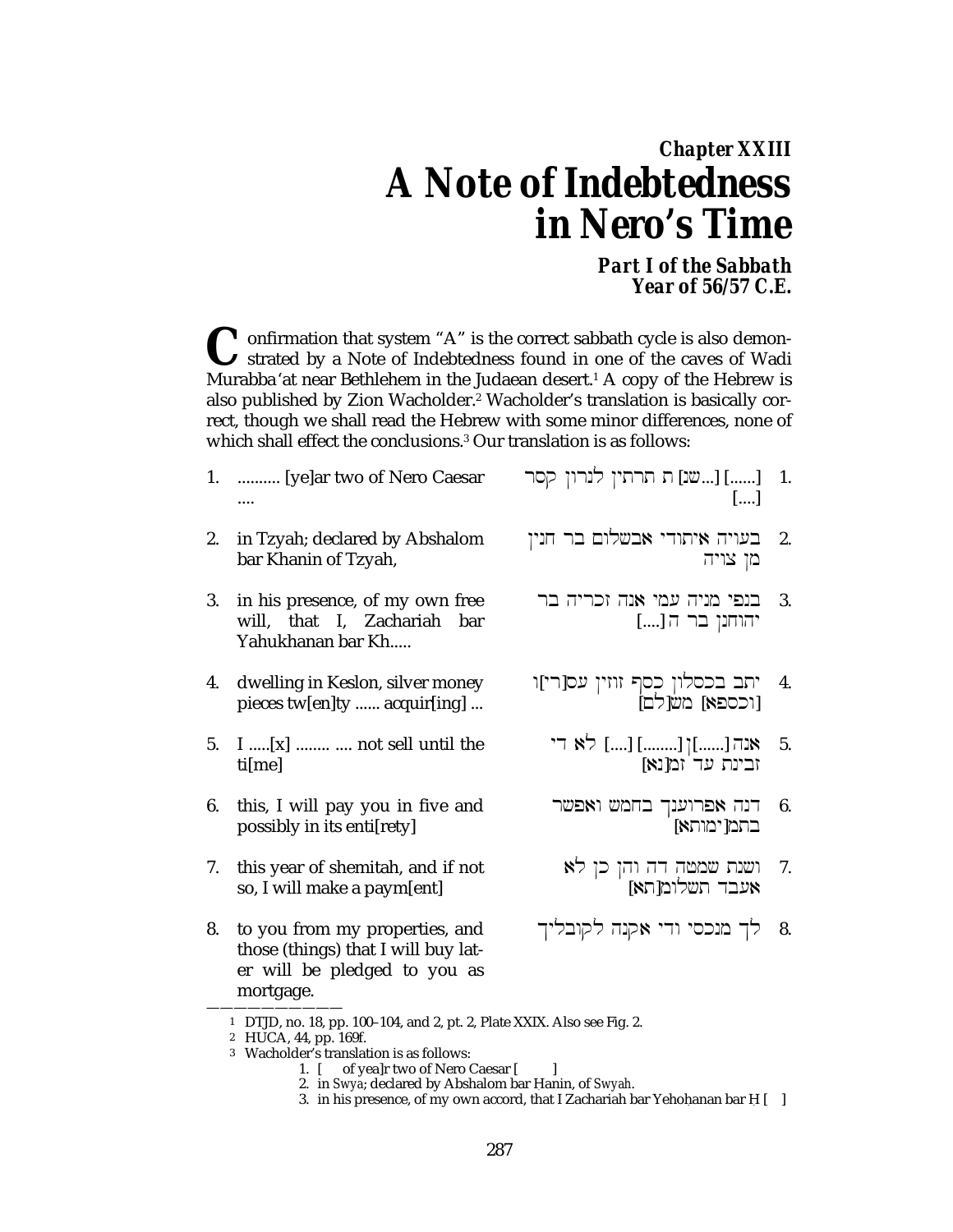*Chapter XXIII*

# A Note of Indebtedness in Nero's Time

***Part I of the Sabbath Year of 56/57 C.E.***

Confirmation that system "A" is the correct sabbath cycle is also demonstrated by a Note of Indebtedness found in one of the caves of Wadi Murabba'at near Bethlehem in the Judaean desert.[1] A copy of the Hebrew is also published by Zion Wacholder.[2] Wacholder's translation is basically correct, though we shall read the Hebrew with some minor differences, none of which shall effect the conclusions.[3] Our translation is as follows:

| | | |
|---|---|---|
| 1. .......... [ye]ar two of Nero Caesar .... | [......] [...שנ]ת תרתין לנרון קסר [....] | .1 |
| 2. in Tzyah; declared by Abshalom bar Khanin of Tzyah, | בעויה איתודי אבשלום בר חנין מן צויה | .2 |
| 3. in his presence, of my own free will, that I, Zachariah bar Yahukhanan bar Kh..... | בנפי מניה עמי אנה זכריה בר יהוחנן בר ה[....] | .3 |
| 4. dwelling in Keslon, silver money pieces tw[en]ty ...... acquir[ing] ... | יתב בכסלון כסף זוזין עס[רי]ן [וכספא] משׁ[לם] | .4 |
| 5. I .....[x] ........ .... not sell until the ti[me] | אנה[......]ן [........] [....] לא די זבינת עד זמ[נא] | .5 |
| 6. this, I will pay you in five and possibly in its enti[rety] | דנה אפרוענך בחמש ואפשר בתמ[ימותא] | .6 |
| 7. this year of shemitah, and if not so, I will make a paym[ent] | ושנת שמטה דה והן כן לא אעבד תשלומ[תא] | .7 |
| 8. to you from my properties, and those (things) that I will buy later will be pledged to you as mortgage. | לך מנכסי ודי אקנה לקובליך | .8 |

---

1 DTJD, no. 18, pp. 100–104, and 2, pt. 2, Plate XXIX. Also see Fig. 2.

2 HUCA, 44, pp. 169f.

3 Wacholder's translation is as follows:

1. [ of yea]r two of Nero Caesar [ ]
2. in *Swya*; declared by Abshalom bar Hanin, of *Swyah*.
3. in his presence, of my own accord, that I Zachariah bar Yehoḥanan bar Ḥ [ ]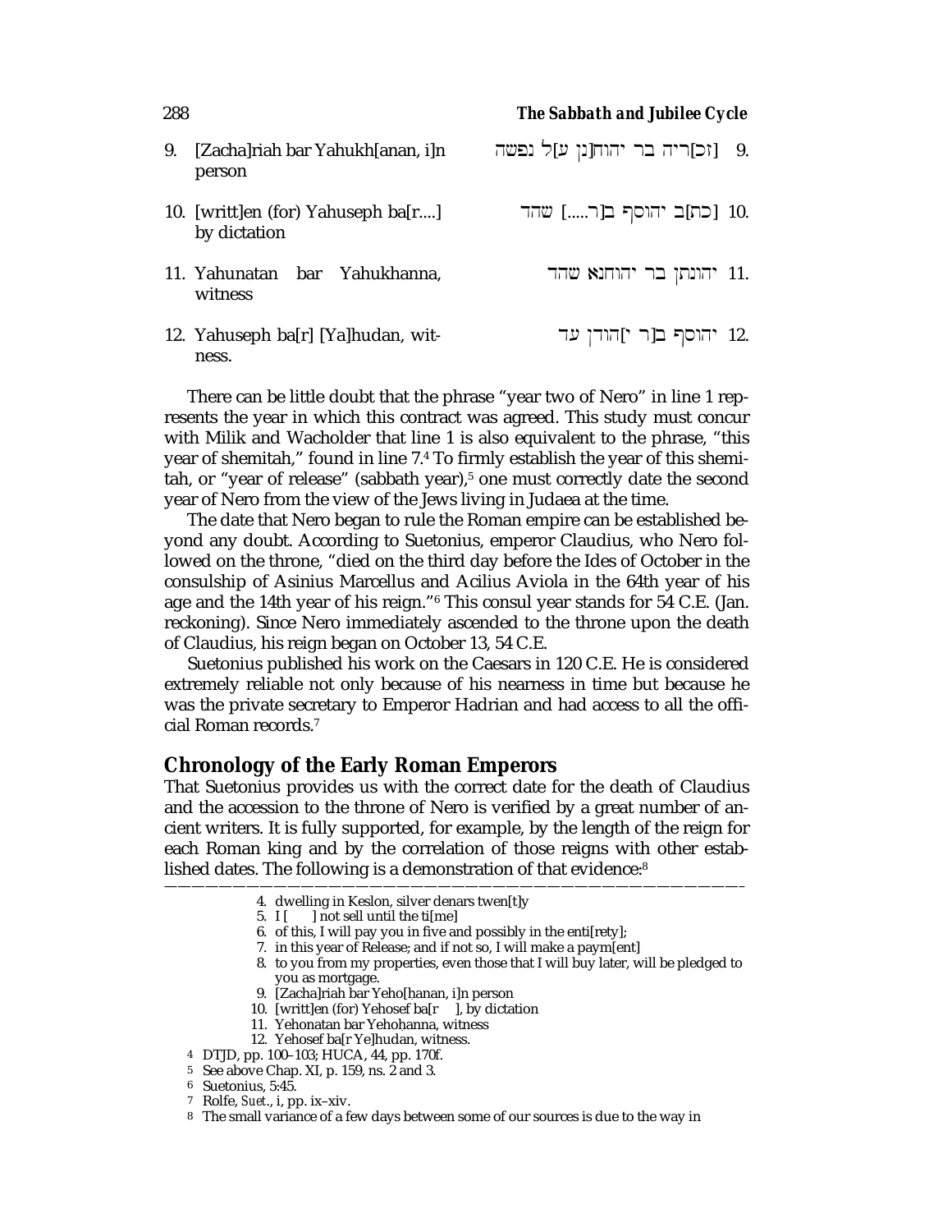| | |
|---|---|
| 9. [Zacha]riah bar Yahukh[anan, i]n person | 9. [זכ]ריה בר יהוח[נן ע]ל נפשה |
| 10. [writt]en (for) Yahuseph ba[r....] by dictation | 10. [כת]ב יהוסף ב[ר.....] שהד |
| 11. Yahunatan bar Yahukhanna, witness | 11. יהונתן בר יהוחנא שהד |
| 12. Yahuseph ba[r] [Ya]hudan, witness. | 12. יהוסף ב[ר י]הודן עד |

There can be little doubt that the phrase "year two of Nero" in line 1 represents the year in which this contract was agreed. This study must concur with Milik and Wacholder that line 1 is also equivalent to the phrase, "this year of shemitah," found in line 7.[4] To firmly establish the year of this shemitah, or "year of release" (sabbath year),[5] one must correctly date the second year of Nero from the view of the Jews living in Judaea at the time.

The date that Nero began to rule the Roman empire can be established beyond any doubt. According to Suetonius, emperor Claudius, who Nero followed on the throne, "died on the third day before the Ides of October in the consulship of Asinius Marcellus and Acilius Aviola in the 64th year of his age and the 14th year of his reign."[6] This consul year stands for 54 C.E. (Jan. reckoning). Since Nero immediately ascended to the throne upon the death of Claudius, his reign began on October 13, 54 C.E.

Suetonius published his work on the Caesars in 120 C.E. He is considered extremely reliable not only because of his nearness in time but because he was the private secretary to Emperor Hadrian and had access to all the official Roman records.[7]

## Chronology of the Early Roman Emperors

That Suetonius provides us with the correct date for the death of Claudius and the accession to the throne of Nero is verified by a great number of ancient writers. It is fully supported, for example, by the length of the reign for each Roman king and by the correlation of those reigns with other established dates. The following is a demonstration of that evidence:[8]

---

4. dwelling in Keslon, silver denars twen[t]y
5. I [ ] not sell until the ti[me]
6. of this, I will pay you in five and possibly in the enti[rety];
7. in this year of Release; and if not so, I will make a paym[ent]
8. to you from my properties, even those that I will buy later, will be pledged to you as mortgage.
9. [Zacha]riah bar Yeho[hanan, i]n person
10. [writt]en (for) Yehosef ba[r ], by dictation
11. Yehonatan bar Yehohanna, witness
12. Yehosef ba[r Ye]hudan, witness.

[4] DTJD, pp. 100–103; HUCA, 44, pp. 170f.

[5] See above Chap. XI, p. 159, ns. 2 and 3.

[6] Suetonius, 5:45.

[7] Rolfe, *Suet.*, i, pp. ix–xiv.

[8] The small variance of a few days between some of our sources is due to the way in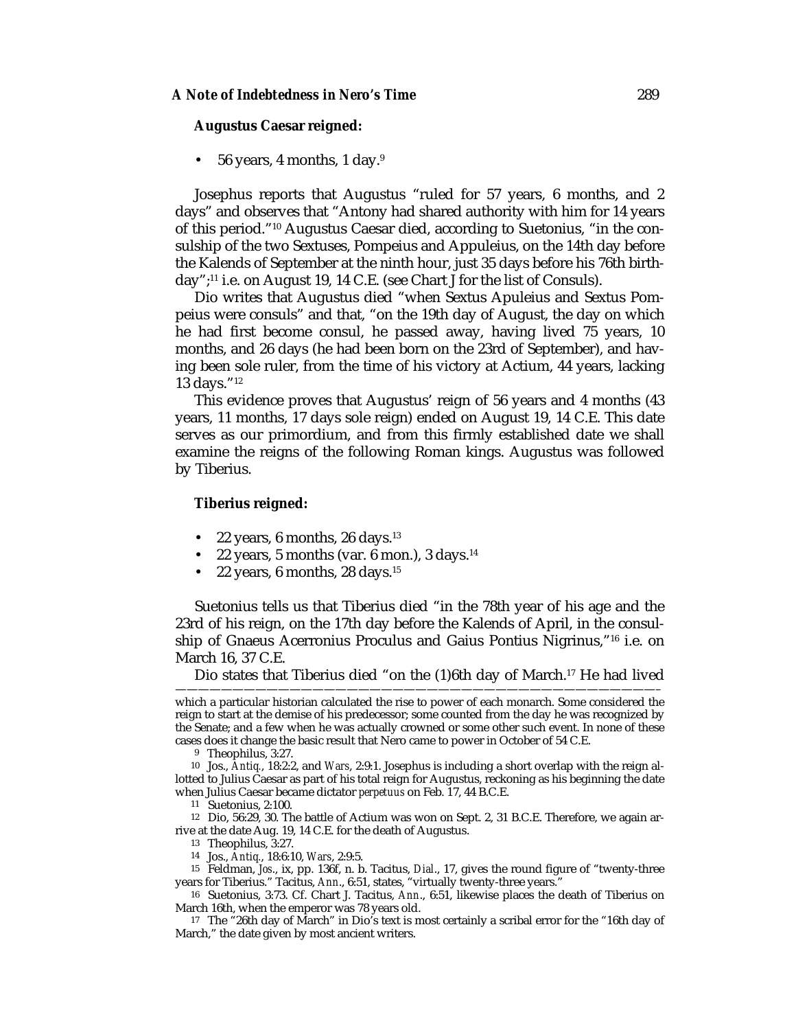**Augustus Caesar reigned:**

- 56 years, 4 months, 1 day.[9]

Josephus reports that Augustus "ruled for 57 years, 6 months, and 2 days" and observes that "Antony had shared authority with him for 14 years of this period."[10] Augustus Caesar died, according to Suetonius, "in the consulship of the two Sextuses, Pompeius and Appuleius, on the 14th day before the Kalends of September at the ninth hour, just 35 days before his 76th birthday";[11] i.e. on August 19, 14 C.E. (see Chart J for the list of Consuls).

Dio writes that Augustus died "when Sextus Apuleius and Sextus Pompeius were consuls" and that, "on the 19th day of August, the day on which he had first become consul, he passed away, having lived 75 years, 10 months, and 26 days (he had been born on the 23rd of September), and having been sole ruler, from the time of his victory at Actium, 44 years, lacking 13 days."[12]

This evidence proves that Augustus' reign of 56 years and 4 months (43 years, 11 months, 17 days sole reign) ended on August 19, 14 C.E. This date serves as our primordium, and from this firmly established date we shall examine the reigns of the following Roman kings. Augustus was followed by Tiberius.

**Tiberius reigned:**

- 22 years, 6 months, 26 days.[13]
- 22 years, 5 months (var. 6 mon.), 3 days.[14]
- 22 years, 6 months, 28 days.[15]

Suetonius tells us that Tiberius died "in the 78th year of his age and the 23rd of his reign, on the 17th day before the Kalends of April, in the consulship of Gnaeus Acerronius Proculus and Gaius Pontius Nigrinus,"[16] i.e. on March 16, 37 C.E.

Dio states that Tiberius died "on the (1)6th day of March.[17] He had lived

---

which a particular historian calculated the rise to power of each monarch. Some considered the reign to start at the demise of his predecessor; some counted from the day he was recognized by the Senate; and a few when he was actually crowned or some other such event. In none of these cases does it change the basic result that Nero came to power in October of 54 C.E.

[9] Theophilus, 3:27.

[10] Jos., *Antiq.*, 18:2:2, and *Wars*, 2:9:1. Josephus is including a short overlap with the reign allotted to Julius Caesar as part of his total reign for Augustus, reckoning as his beginning the date when Julius Caesar became dictator *perpetuus* on Feb. 17, 44 B.C.E.

[11] Suetonius, 2:100.

[12] Dio, 56:29, 30. The battle of Actium was won on Sept. 2, 31 B.C.E. Therefore, we again arrive at the date Aug. 19, 14 C.E. for the death of Augustus.

[13] Theophilus, 3:27.

[14] Jos., *Antiq.*, 18:6:10, *Wars*, 2:9:5.

[15] Feldman, *Jos.*, ix, pp. 136f, n. b. Tacitus, *Dial.*, 17, gives the round figure of "twenty-three years for Tiberius." Tacitus, *Ann.*, 6:51, states, "virtually twenty-three years."

[16] Suetonius, 3:73. Cf. Chart J. Tacitus, *Ann.*, 6:51, likewise places the death of Tiberius on March 16th, when the emperor was 78 years old.

[17] The "26th day of March" in Dio's text is most certainly a scribal error for the "16th day of March," the date given by most ancient writers.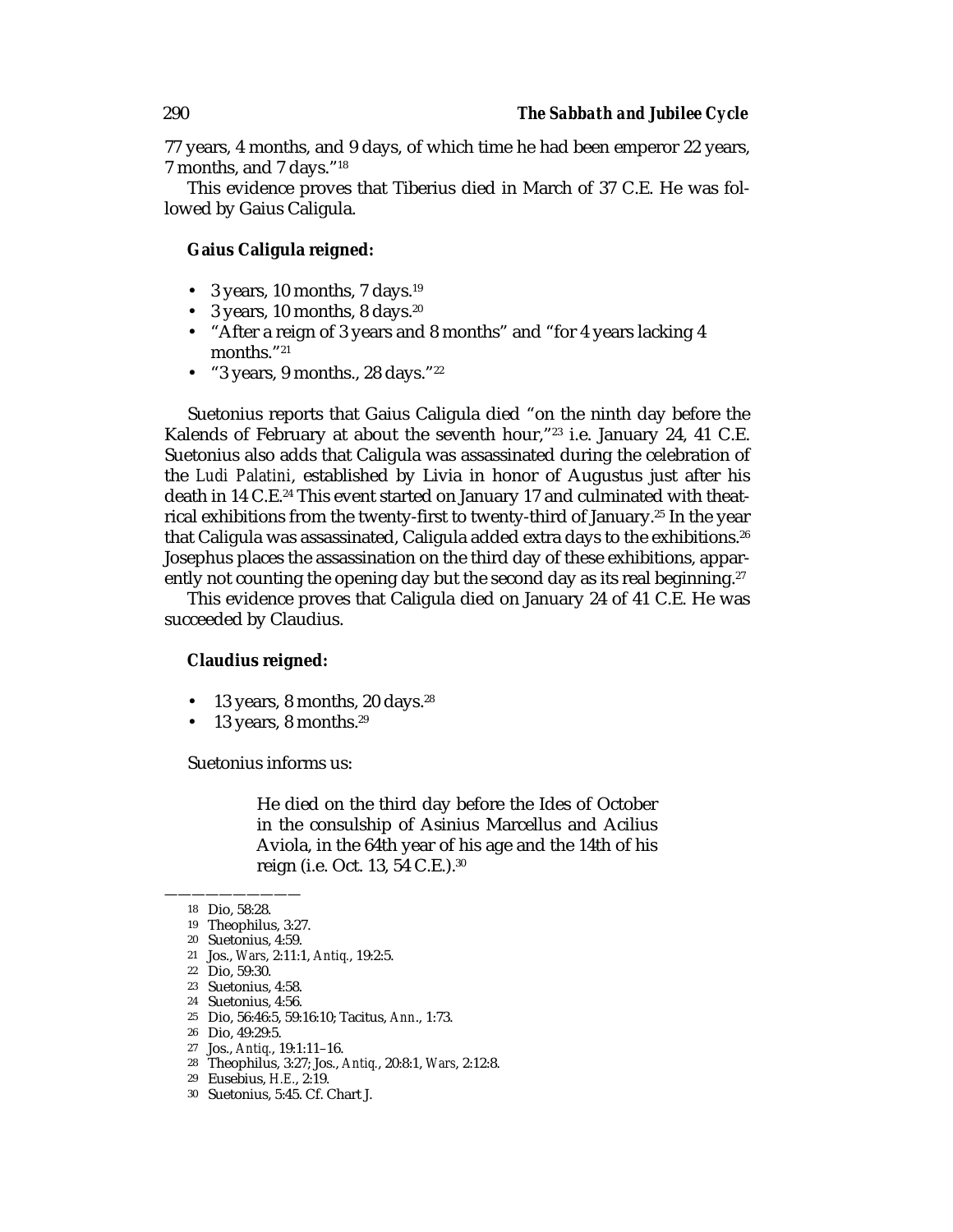77 years, 4 months, and 9 days, of which time he had been emperor 22 years, 7 months, and 7 days."[18]

This evidence proves that Tiberius died in March of 37 C.E. He was followed by Gaius Caligula.

**Gaius Caligula reigned:**

- 3 years, 10 months, 7 days.[19]
- 3 years, 10 months, 8 days.[20]
- "After a reign of 3 years and 8 months" and "for 4 years lacking 4 months."[21]
- "3 years, 9 months., 28 days."[22]

Suetonius reports that Gaius Caligula died "on the ninth day before the Kalends of February at about the seventh hour,"[23] i.e. January 24, 41 C.E. Suetonius also adds that Caligula was assassinated during the celebration of the *Ludi Palatini*, established by Livia in honor of Augustus just after his death in 14 C.E.[24] This event started on January 17 and culminated with theatrical exhibitions from the twenty-first to twenty-third of January.[25] In the year that Caligula was assassinated, Caligula added extra days to the exhibitions.[26] Josephus places the assassination on the third day of these exhibitions, apparently not counting the opening day but the second day as its real beginning.[27]

This evidence proves that Caligula died on January 24 of 41 C.E. He was succeeded by Claudius.

**Claudius reigned:**

- 13 years, 8 months, 20 days.[28]
- 13 years, 8 months.[29]

Suetonius informs us:

> He died on the third day before the Ides of October in the consulship of Asinius Marcellus and Acilius Aviola, in the 64th year of his age and the 14th of his reign (i.e. Oct. 13, 54 C.E.).[30]

---

18 Dio, 58:28.
19 Theophilus, 3:27.
20 Suetonius, 4:59.
21 Jos., *Wars*, 2:11:1, *Antiq.*, 19:2:5.
22 Dio, 59:30.
23 Suetonius, 4:58.
24 Suetonius, 4:56.
25 Dio, 56:46:5, 59:16:10; Tacitus, *Ann.*, 1:73.
26 Dio, 49:29:5.
27 Jos., *Antiq.*, 19:1:11–16.
28 Theophilus, 3:27; Jos., *Antiq.*, 20:8:1, *Wars*, 2:12:8.
29 Eusebius, *H.E.*, 2:19.
30 Suetonius, 5:45. Cf. Chart J.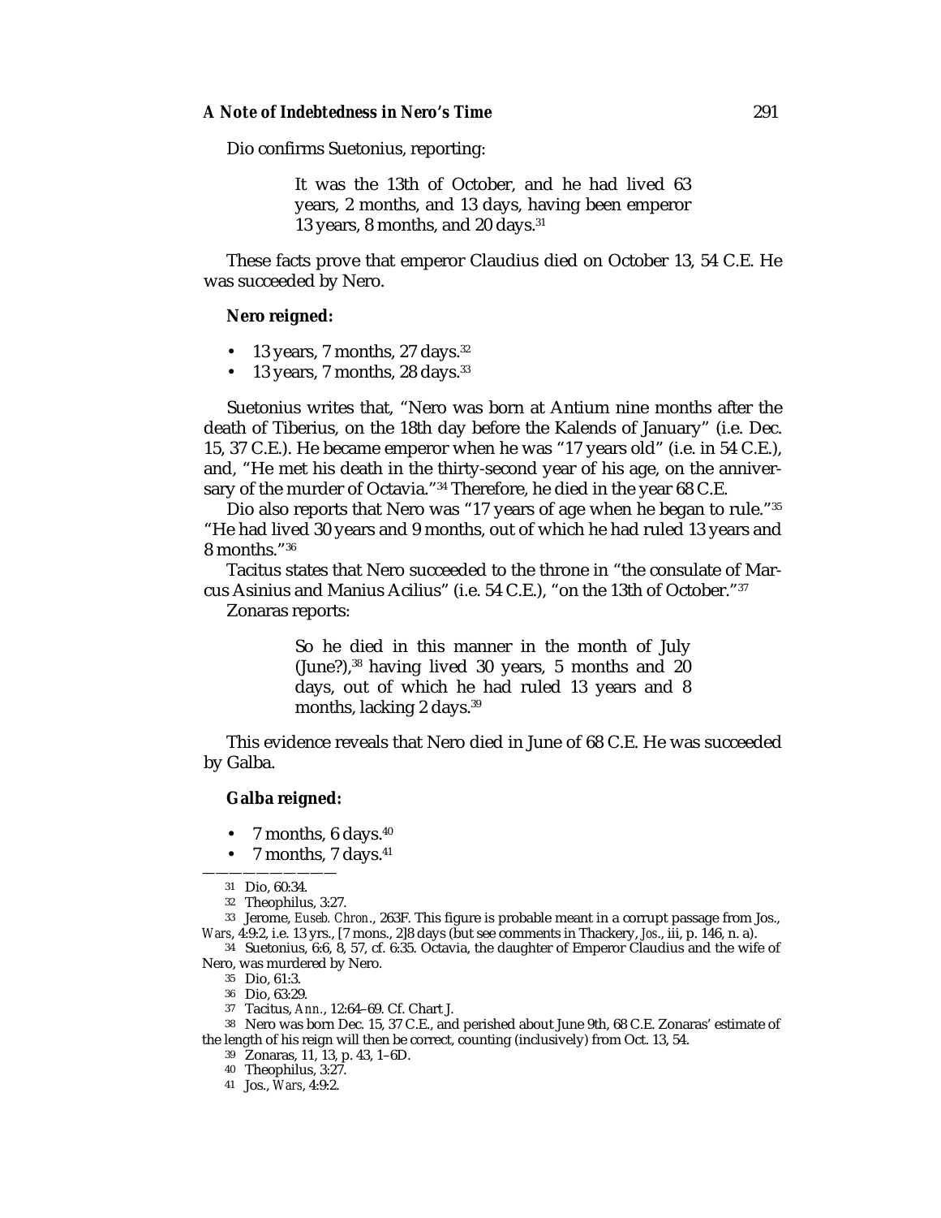Dio confirms Suetonius, reporting:

> It was the 13th of October, and he had lived 63 years, 2 months, and 13 days, having been emperor 13 years, 8 months, and 20 days.[31]

These facts prove that emperor Claudius died on October 13, 54 C.E. He was succeeded by Nero.

**Nero reigned:**

- 13 years, 7 months, 27 days.[32]
- 13 years, 7 months, 28 days.[33]

Suetonius writes that, "Nero was born at Antium nine months after the death of Tiberius, on the 18th day before the Kalends of January" (i.e. Dec. 15, 37 C.E.). He became emperor when he was "17 years old" (i.e. in 54 C.E.), and, "He met his death in the thirty-second year of his age, on the anniversary of the murder of Octavia."[34] Therefore, he died in the year 68 C.E.

Dio also reports that Nero was "17 years of age when he began to rule."[35] "He had lived 30 years and 9 months, out of which he had ruled 13 years and 8 months."[36]

Tacitus states that Nero succeeded to the throne in "the consulate of Marcus Asinius and Manius Acilius" (i.e. 54 C.E.), "on the 13th of October."[37]

Zonaras reports:

> So he died in this manner in the month of July (June?),[38] having lived 30 years, 5 months and 20 days, out of which he had ruled 13 years and 8 months, lacking 2 days.[39]

This evidence reveals that Nero died in June of 68 C.E. He was succeeded by Galba.

**Galba reigned:**

- 7 months, 6 days.[40]
- 7 months, 7 days.[41]

---

31 Dio, 60:34.

32 Theophilus, 3:27.

33 Jerome, *Euseb. Chron.*, 263F. This figure is probable meant in a corrupt passage from Jos., *Wars*, 4:9:2, i.e. 13 yrs., [7 mons., 2]8 days (but see comments in Thackery, *Jos.*, iii, p. 146, n. a).

34 Suetonius, 6:6, 8, 57, cf. 6:35. Octavia, the daughter of Emperor Claudius and the wife of Nero, was murdered by Nero.

35 Dio, 61:3.

36 Dio, 63:29.

37 Tacitus, *Ann.*, 12:64–69. Cf. Chart J.

38 Nero was born Dec. 15, 37 C.E., and perished about June 9th, 68 C.E. Zonaras' estimate of the length of his reign will then be correct, counting (inclusively) from Oct. 13, 54.

39 Zonaras, 11, 13, p. 43, 1–6D.

40 Theophilus, 3:27.

41 Jos., *Wars*, 4:9:2.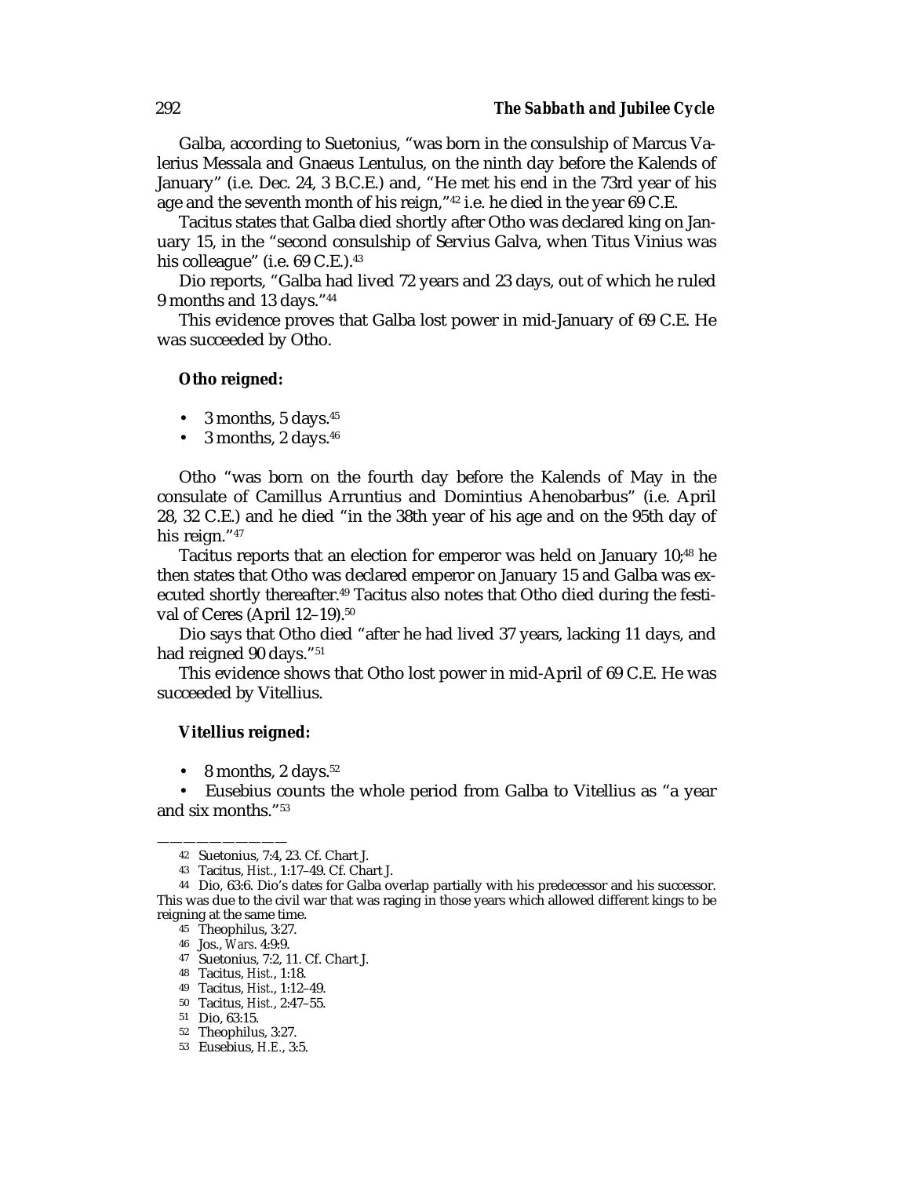Galba, according to Suetonius, "was born in the consulship of Marcus Valerius Messala and Gnaeus Lentulus, on the ninth day before the Kalends of January" (i.e. Dec. 24, 3 B.C.E.) and, "He met his end in the 73rd year of his age and the seventh month of his reign,"[42] i.e. he died in the year 69 C.E.

Tacitus states that Galba died shortly after Otho was declared king on January 15, in the "second consulship of Servius Galva, when Titus Vinius was his colleague" (i.e. 69 C.E.).[43]

Dio reports, "Galba had lived 72 years and 23 days, out of which he ruled 9 months and 13 days."[44]

This evidence proves that Galba lost power in mid-January of 69 C.E. He was succeeded by Otho.

**Otho reigned:**

- 3 months, 5 days.[45]
- 3 months, 2 days.[46]

Otho "was born on the fourth day before the Kalends of May in the consulate of Camillus Arruntius and Domintius Ahenobarbus" (i.e. April 28, 32 C.E.) and he died "in the 38th year of his age and on the 95th day of his reign."[47]

Tacitus reports that an election for emperor was held on January 10;[48] he then states that Otho was declared emperor on January 15 and Galba was executed shortly thereafter.[49] Tacitus also notes that Otho died during the festival of Ceres (April 12–19).[50]

Dio says that Otho died "after he had lived 37 years, lacking 11 days, and had reigned 90 days."[51]

This evidence shows that Otho lost power in mid-April of 69 C.E. He was succeeded by Vitellius.

**Vitellius reigned:**

- 8 months, 2 days.[52]
- Eusebius counts the whole period from Galba to Vitellius as "a year and six months."[53]

---

42 Suetonius, 7:4, 23. Cf. Chart J.

43 Tacitus, *Hist.*, 1:17–49. Cf. Chart J.

44 Dio, 63:6. Dio's dates for Galba overlap partially with his predecessor and his successor. This was due to the civil war that was raging in those years which allowed different kings to be reigning at the same time.

45 Theophilus, 3:27.

46 Jos., *Wars*. 4:9:9.

47 Suetonius, 7:2, 11. Cf. Chart J.

48 Tacitus, *Hist.*, 1:18.

49 Tacitus, *Hist.*, 1:12–49.

50 Tacitus, *Hist.*, 2:47–55.

51 Dio, 63:15.

52 Theophilus, 3:27.

53 Eusebius, *H.E.*, 3:5.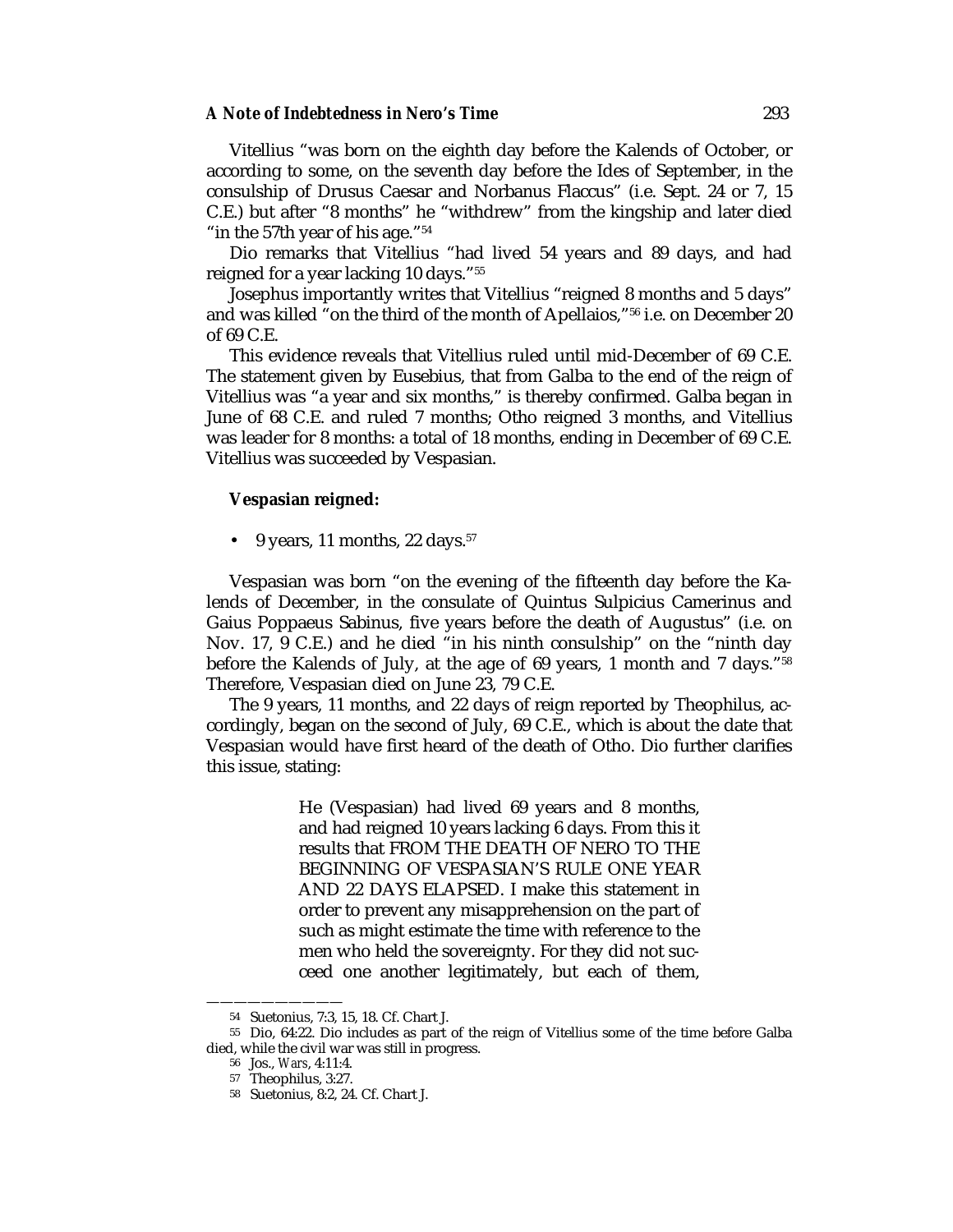Vitellius "was born on the eighth day before the Kalends of October, or according to some, on the seventh day before the Ides of September, in the consulship of Drusus Caesar and Norbanus Flaccus" (i.e. Sept. 24 or 7, 15 C.E.) but after "8 months" he "withdrew" from the kingship and later died "in the 57th year of his age."[54]

Dio remarks that Vitellius "had lived 54 years and 89 days, and had reigned for a year lacking 10 days."[55]

Josephus importantly writes that Vitellius "reigned 8 months and 5 days" and was killed "on the third of the month of Apellaios,"[56] i.e. on December 20 of 69 C.E.

This evidence reveals that Vitellius ruled until mid-December of 69 C.E. The statement given by Eusebius, that from Galba to the end of the reign of Vitellius was "a year and six months," is thereby confirmed. Galba began in June of 68 C.E. and ruled 7 months; Otho reigned 3 months, and Vitellius was leader for 8 months: a total of 18 months, ending in December of 69 C.E. Vitellius was succeeded by Vespasian.

**Vespasian reigned:**

- 9 years, 11 months, 22 days.[57]

Vespasian was born "on the evening of the fifteenth day before the Kalends of December, in the consulate of Quintus Sulpicius Camerinus and Gaius Poppaeus Sabinus, five years before the death of Augustus" (i.e. on Nov. 17, 9 C.E.) and he died "in his ninth consulship" on the "ninth day before the Kalends of July, at the age of 69 years, 1 month and 7 days."[58] Therefore, Vespasian died on June 23, 79 C.E.

The 9 years, 11 months, and 22 days of reign reported by Theophilus, accordingly, began on the second of July, 69 C.E., which is about the date that Vespasian would have first heard of the death of Otho. Dio further clarifies this issue, stating:

> He (Vespasian) had lived 69 years and 8 months, and had reigned 10 years lacking 6 days. From this it results that FROM THE DEATH OF NERO TO THE BEGINNING OF VESPASIAN'S RULE ONE YEAR AND 22 DAYS ELAPSED. I make this statement in order to prevent any misapprehension on the part of such as might estimate the time with reference to the men who held the sovereignty. For they did not succeed one another legitimately, but each of them,

---

54 Suetonius, 7:3, 15, 18. Cf. Chart J.

55 Dio, 64:22. Dio includes as part of the reign of Vitellius some of the time before Galba died, while the civil war was still in progress.

56 Jos., *Wars*, 4:11:4.

57 Theophilus, 3:27.

58 Suetonius, 8:2, 24. Cf. Chart J.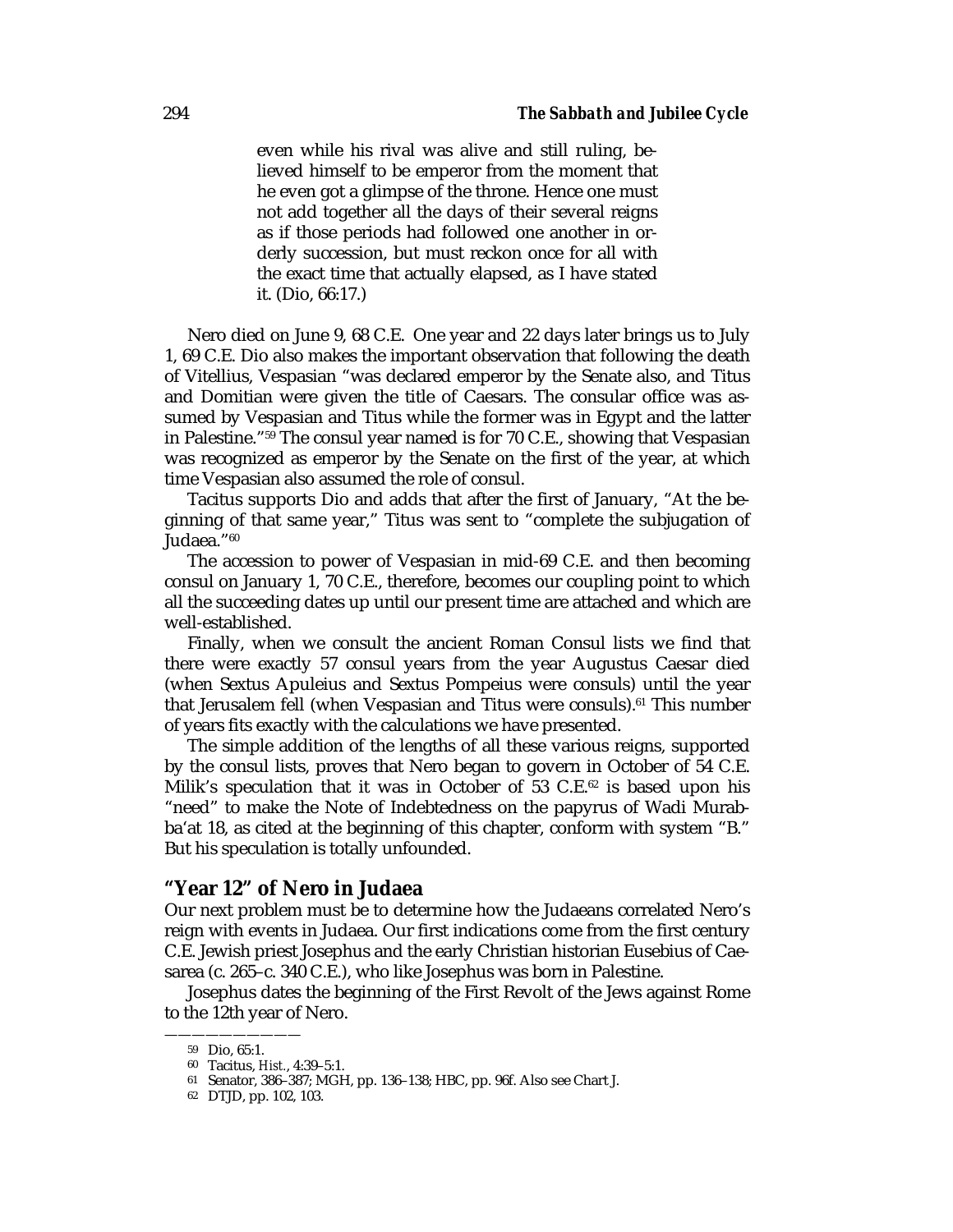> even while his rival was alive and still ruling, believed himself to be emperor from the moment that he even got a glimpse of the throne. Hence one must not add together all the days of their several reigns as if those periods had followed one another in orderly succession, but must reckon once for all with the exact time that actually elapsed, as I have stated it. (Dio, 66:17.)

Nero died on June 9, 68 C.E. One year and 22 days later brings us to July 1, 69 C.E. Dio also makes the important observation that following the death of Vitellius, Vespasian "was declared emperor by the Senate also, and Titus and Domitian were given the title of Caesars. The consular office was assumed by Vespasian and Titus while the former was in Egypt and the latter in Palestine."[59] The consul year named is for 70 C.E., showing that Vespasian was recognized as emperor by the Senate on the first of the year, at which time Vespasian also assumed the role of consul.

Tacitus supports Dio and adds that after the first of January, "At the beginning of that same year," Titus was sent to "complete the subjugation of Judaea."[60]

The accession to power of Vespasian in mid-69 C.E. and then becoming consul on January 1, 70 C.E., therefore, becomes our coupling point to which all the succeeding dates up until our present time are attached and which are well-established.

Finally, when we consult the ancient Roman Consul lists we find that there were exactly 57 consul years from the year Augustus Caesar died (when Sextus Apuleius and Sextus Pompeius were consuls) until the year that Jerusalem fell (when Vespasian and Titus were consuls).[61] This number of years fits exactly with the calculations we have presented.

The simple addition of the lengths of all these various reigns, supported by the consul lists, proves that Nero began to govern in October of 54 C.E. Milik's speculation that it was in October of 53 C.E.[62] is based upon his "need" to make the Note of Indebtedness on the papyrus of Wadi Murabba'at 18, as cited at the beginning of this chapter, conform with system "B." But his speculation is totally unfounded.

## "Year 12" of Nero in Judaea

Our next problem must be to determine how the Judaeans correlated Nero's reign with events in Judaea. Our first indications come from the first century C.E. Jewish priest Josephus and the early Christian historian Eusebius of Caesarea (c. 265–c. 340 C.E.), who like Josephus was born in Palestine.

Josephus dates the beginning of the First Revolt of the Jews against Rome to the 12th year of Nero.

---

59 Dio, 65:1.

60 Tacitus, *Hist.*, 4:39–5:1.

61 Senator, 386–387; MGH, pp. 136–138; HBC, pp. 96f. Also see Chart J.

62 DTJD, pp. 102, 103.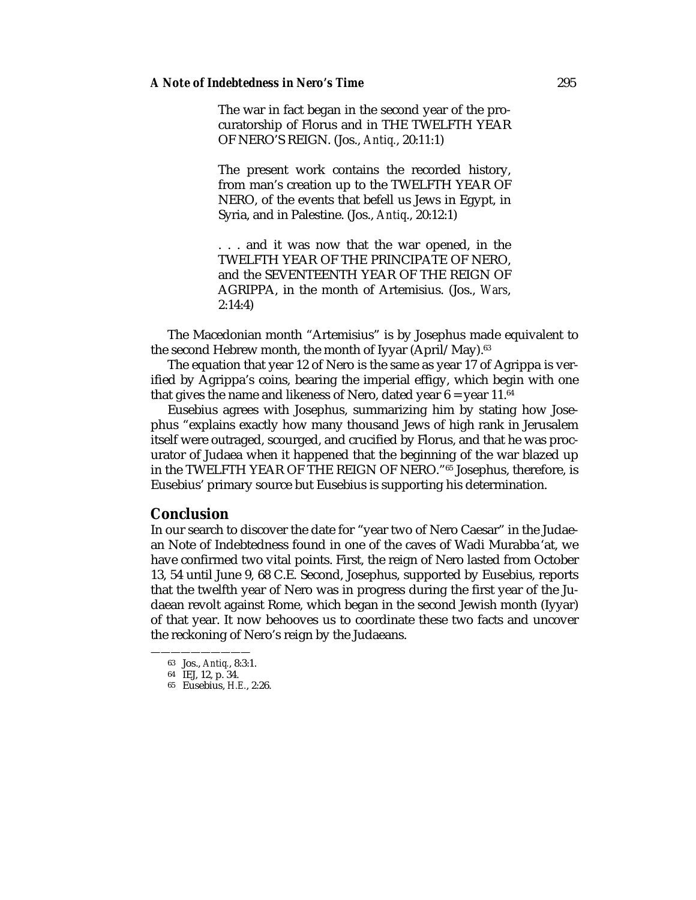> The war in fact began in the second year of the procuratorship of Florus and in THE TWELFTH YEAR OF NERO'S REIGN. (Jos., *Antiq.*, 20:11:1)
>
> The present work contains the recorded history, from man's creation up to the TWELFTH YEAR OF NERO, of the events that befell us Jews in Egypt, in Syria, and in Palestine. (Jos., *Antiq.*, 20:12:1)
>
> . . . and it was now that the war opened, in the TWELFTH YEAR OF THE PRINCIPATE OF NERO, and the SEVENTEENTH YEAR OF THE REIGN OF AGRIPPA, in the month of Artemisius. (Jos., *Wars*, 2:14:4)

The Macedonian month "Artemisius" is by Josephus made equivalent to the second Hebrew month, the month of Iyyar (April/May).[63]

The equation that year 12 of Nero is the same as year 17 of Agrippa is verified by Agrippa's coins, bearing the imperial effigy, which begin with one that gives the name and likeness of Nero, dated year 6 = year 11.[64]

Eusebius agrees with Josephus, summarizing him by stating how Josephus "explains exactly how many thousand Jews of high rank in Jerusalem itself were outraged, scourged, and crucified by Florus, and that he was procurator of Judaea when it happened that the beginning of the war blazed up in the TWELFTH YEAR OF THE REIGN OF NERO."[65] Josephus, therefore, is Eusebius' primary source but Eusebius is supporting his determination.

## Conclusion

In our search to discover the date for "year two of Nero Caesar" in the Judaean Note of Indebtedness found in one of the caves of Wadi Murabba'at, we have confirmed two vital points. First, the reign of Nero lasted from October 13, 54 until June 9, 68 C.E. Second, Josephus, supported by Eusebius, reports that the twelfth year of Nero was in progress during the first year of the Judaean revolt against Rome, which began in the second Jewish month (Iyyar) of that year. It now behooves us to coordinate these two facts and uncover the reckoning of Nero's reign by the Judaeans.

---

63 Jos., *Antiq.*, 8:3:1.

64 IEJ, 12, p. 34.

65 Eusebius, *H.E.*, 2:26.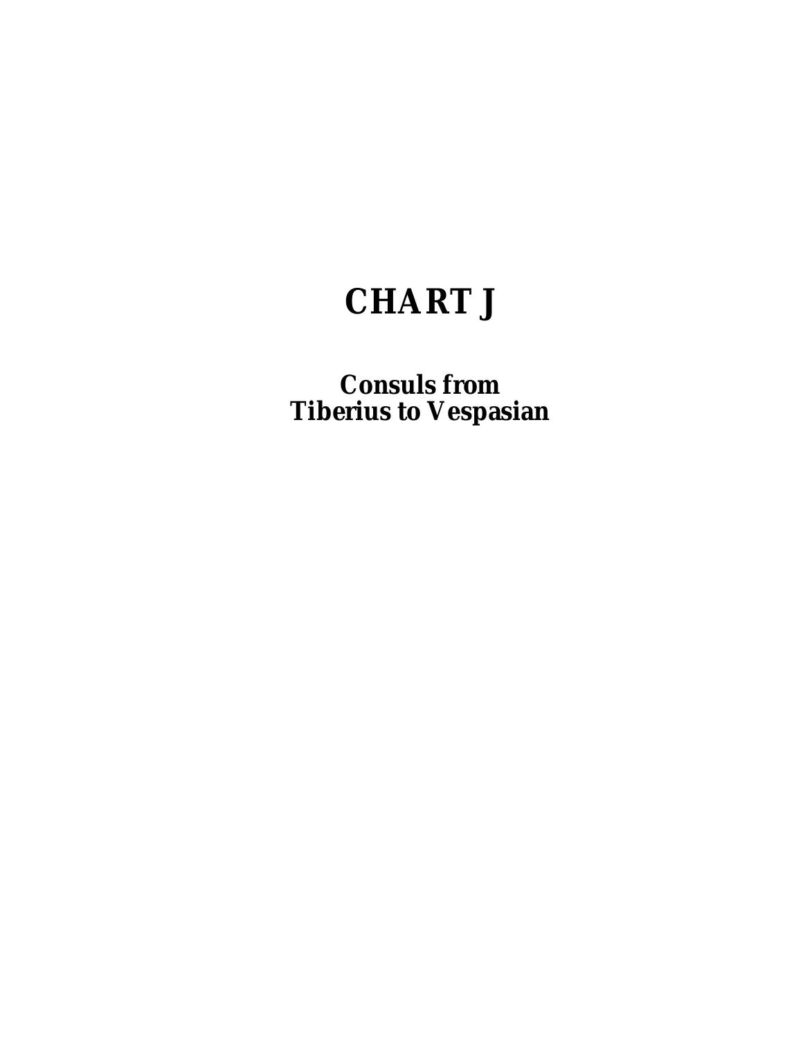# CHART J

## Consuls from
## Tiberius to Vespasian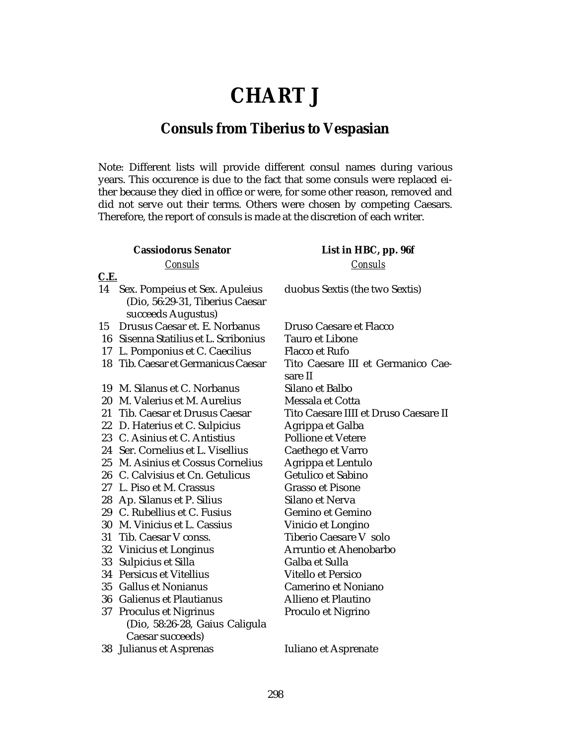# CHART J

## Consuls from Tiberius to Vespasian

Note: Different lists will provide different consul names during various years. This occurence is due to the fact that some consuls were replaced either because they died in office or were, for some other reason, removed and did not serve out their terms. Others were chosen by competing Caesars. Therefore, the report of consuls is made at the discretion of each writer.

| C.E. | **Cassiodorus Senator** *Consuls* | **List in HBC, pp. 96f** *Consuls* |
|---|---|---|
| 14 | Sex. Pompeius et Sex. Apuleius (Dio, 56:29-31, Tiberius Caesar succeeds Augustus) | duobus Sextis (the two Sextis) |
| 15 | Drusus Caesar et. E. Norbanus | Druso Caesare et Flacco |
| 16 | Sisenna Statilius et L. Scribonius | Tauro et Libone |
| 17 | L. Pomponius et C. Caecilius | Flacco et Rufo |
| 18 | Tib. Caesar et Germanicus Caesar | Tito Caesare III et Germanico Caesare II |
| 19 | M. Silanus et C. Norbanus | Silano et Balbo |
| 20 | M. Valerius et M. Aurelius | Messala et Cotta |
| 21 | Tib. Caesar et Drusus Caesar | Tito Caesare IIII et Druso Caesare II |
| 22 | D. Haterius et C. Sulpicius | Agrippa et Galba |
| 23 | C. Asinius et C. Antistius | Pollione et Vetere |
| 24 | Ser. Cornelius et L. Visellius | Caethego et Varro |
| 25 | M. Asinius et Cossus Cornelius | Agrippa et Lentulo |
| 26 | C. Calvisius et Cn. Getulicus | Getulico et Sabino |
| 27 | L. Piso et M. Crassus | Grasso et Pisone |
| 28 | Ap. Silanus et P. Silius | Silano et Nerva |
| 29 | C. Rubellius et C. Fusius | Gemino et Gemino |
| 30 | M. Vinicius et L. Cassius | Vinicio et Longino |
| 31 | Tib. Caesar V conss. | Tiberio Caesare V solo |
| 32 | Vinicius et Longinus | Arruntio et Ahenobarbo |
| 33 | Sulpicius et Silla | Galba et Sulla |
| 34 | Persicus et Vitellius | Vitello et Persico |
| 35 | Gallus et Nonianus | Camerino et Noniano |
| 36 | Galienus et Plautianus | Allieno et Plautino |
| 37 | Proculus et Nigrinus (Dio, 58:26-28, Gaius Caligula Caesar succeeds) | Proculo et Nigrino |
| 38 | Julianus et Asprenas | Iuliano et Asprenate |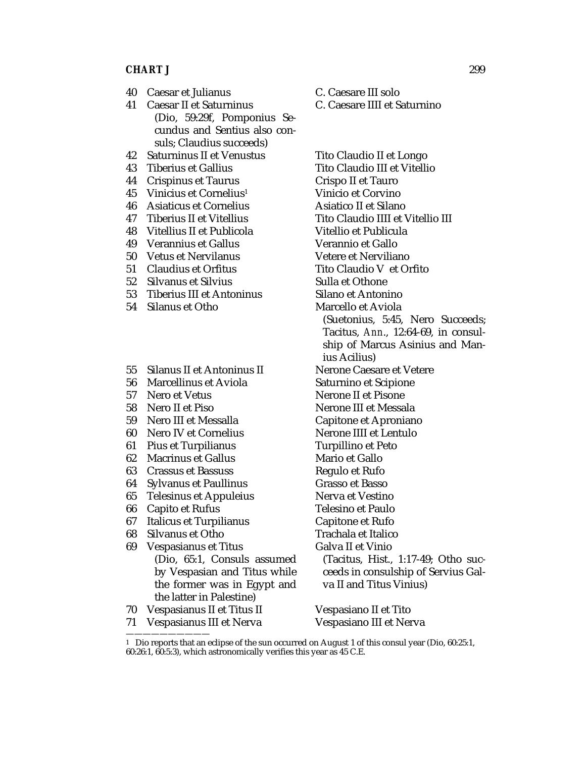## CHART J

| | | |
|---|---|---|
| 40 | Caesar et Julianus | C. Caesare III solo |
| 41 | Caesar II et Saturninus (Dio, 59:29f, Pomponius Secundus and Sentius also consuls; Claudius succeeds) | C. Caesare IIII et Saturnino |
| 42 | Saturninus II et Venustus | Tito Claudio II et Longo |
| 43 | Tiberius et Gallius | Tito Claudio III et Vitellio |
| 44 | Crispinus et Taurus | Crispo II et Tauro |
| 45 | Vinicius et Cornelius[1] | Vinicio et Corvino |
| 46 | Asiaticus et Cornelius | Asiatico II et Silano |
| 47 | Tiberius II et Vitellius | Tito Claudio IIII et Vitellio III |
| 48 | Vitellius II et Publicola | Vitellio et Publicula |
| 49 | Verannius et Gallus | Verannio et Gallo |
| 50 | Vetus et Nervilanus | Vetere et Nerviliano |
| 51 | Claudius et Orfitus | Tito Claudio V et Orfito |
| 52 | Silvanus et Silvius | Sulla et Othone |
| 53 | Tiberius III et Antoninus | Silano et Antonino |
| 54 | Silanus et Otho | Marcello et Aviola (Suetonius, 5:45, Nero Succeeds; Tacitus, *Ann*., 12:64-69, in consulship of Marcus Asinius and Manius Acilius) |
| 55 | Silanus II et Antoninus II | Nerone Caesare et Vetere |
| 56 | Marcellinus et Aviola | Saturnino et Scipione |
| 57 | Nero et Vetus | Nerone II et Pisone |
| 58 | Nero II et Piso | Nerone III et Messala |
| 59 | Nero III et Messalla | Capitone et Aproniano |
| 60 | Nero IV et Cornelius | Nerone IIII et Lentulo |
| 61 | Pius et Turpilianus | Turpillino et Peto |
| 62 | Macrinus et Gallus | Mario et Gallo |
| 63 | Crassus et Bassuss | Regulo et Rufo |
| 64 | Sylvanus et Paullinus | Grasso et Basso |
| 65 | Telesinus et Appuleius | Nerva et Vestino |
| 66 | Capito et Rufus | Telesino et Paulo |
| 67 | Italicus et Turpilianus | Capitone et Rufo |
| 68 | Silvanus et Otho | Trachala et Italico |
| 69 | Vespasianus et Titus (Dio, 65:1, Consuls assumed by Vespasian and Titus while the former was in Egypt and the latter in Palestine) | Galva II et Vinio (Tacitus, Hist., 1:17-49; Otho succeeds in consulship of Servius Galva II and Titus Vinius) |
| 70 | Vespasianus II et Titus II | Vespasiano II et Tito |
| 71 | Vespasianus III et Nerva | Vespasiano III et Nerva |

---

[1] Dio reports that an eclipse of the sun occurred on August 1 of this consul year (Dio, 60:25:1, 60:26:1, 60:5:3), which astronomically verifies this year as 45 C.E.